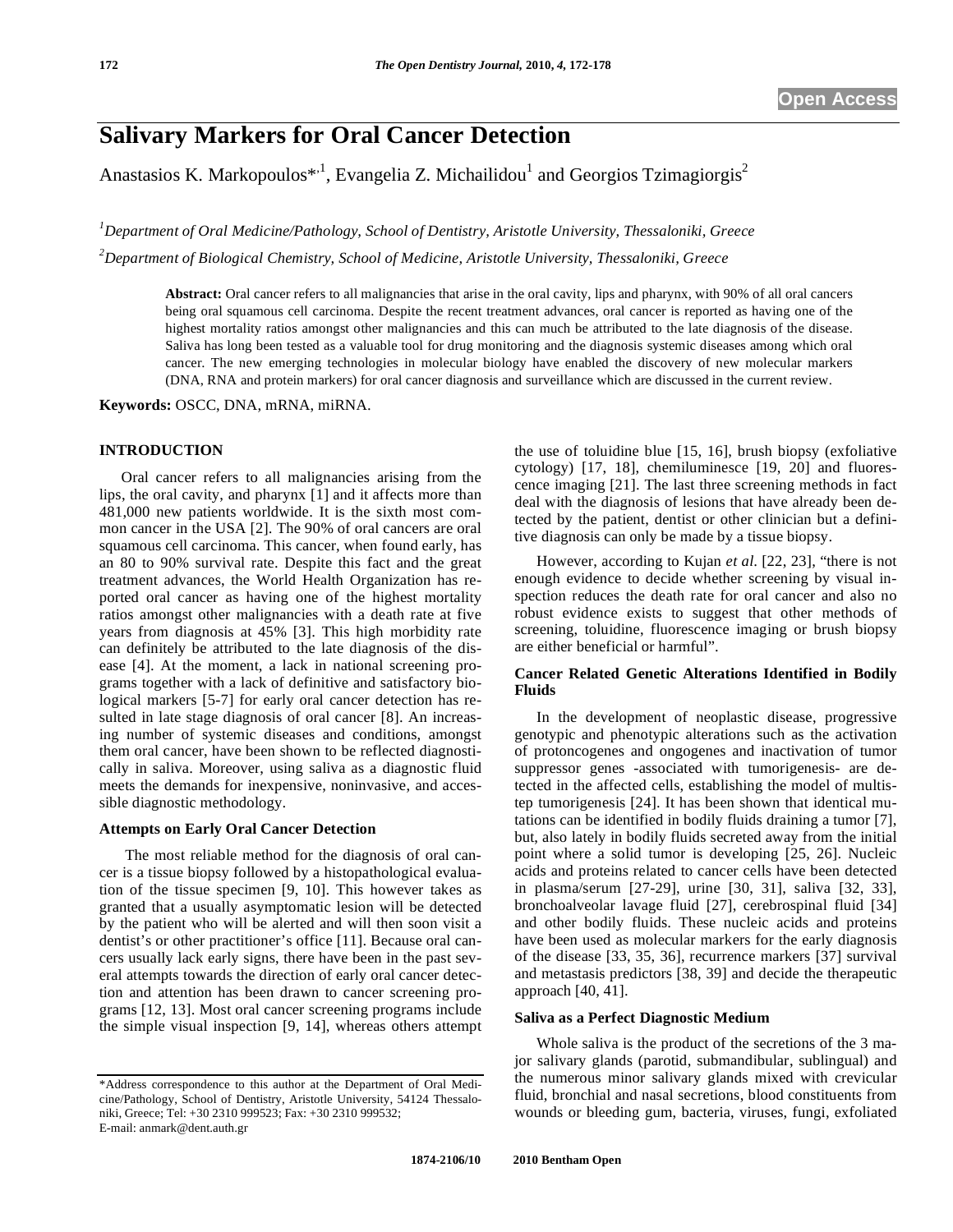# Salivary Markers for Oral Cancer Detection

Anastasios K. Markopoulos*[,1], Evangelia Z. Michailidou[1] and Georgios Tzimagiorgis[2]

[1]*Department of Oral Medicine/Pathology, School of Dentistry, Aristotle University, Thessaloniki, Greece*

[2]*Department of Biological Chemistry, School of Medicine, Aristotle University, Thessaloniki, Greece*

**Abstract:** Oral cancer refers to all malignancies that arise in the oral cavity, lips and pharynx, with 90% of all oral cancers being oral squamous cell carcinoma. Despite the recent treatment advances, oral cancer is reported as having one of the highest mortality ratios amongst other malignancies and this can much be attributed to the late diagnosis of the disease. Saliva has long been tested as a valuable tool for drug monitoring and the diagnosis systemic diseases among which oral cancer. The new emerging technologies in molecular biology have enabled the discovery of new molecular markers (DNA, RNA and protein markers) for oral cancer diagnosis and surveillance which are discussed in the current review.

**Keywords:** OSCC, DNA, mRNA, miRNA.

## INTRODUCTION

Oral cancer refers to all malignancies arising from the lips, the oral cavity, and pharynx [1] and it affects more than 481,000 new patients worldwide. It is the sixth most common cancer in the USA [2]. The 90% of oral cancers are oral squamous cell carcinoma. This cancer, when found early, has an 80 to 90% survival rate. Despite this fact and the great treatment advances, the World Health Organization has reported oral cancer as having one of the highest mortality ratios amongst other malignancies with a death rate at five years from diagnosis at 45% [3]. This high morbidity rate can definitely be attributed to the late diagnosis of the disease [4]. At the moment, a lack in national screening programs together with a lack of definitive and satisfactory biological markers [5-7] for early oral cancer detection has resulted in late stage diagnosis of oral cancer [8]. An increasing number of systemic diseases and conditions, amongst them oral cancer, have been shown to be reflected diagnostically in saliva. Moreover, using saliva as a diagnostic fluid meets the demands for inexpensive, noninvasive, and accessible diagnostic methodology.

### Attempts on Early Oral Cancer Detection

The most reliable method for the diagnosis of oral cancer is a tissue biopsy followed by a histopathological evaluation of the tissue specimen [9, 10]. This however takes as granted that a usually asymptomatic lesion will be detected by the patient who will be alerted and will then soon visit a dentist's or other practitioner's office [11]. Because oral cancers usually lack early signs, there have been in the past several attempts towards the direction of early oral cancer detection and attention has been drawn to cancer screening programs [12, 13]. Most oral cancer screening programs include the simple visual inspection [9, 14], whereas others attempt the use of toluidine blue [15, 16], brush biopsy (exfoliative cytology) [17, 18], chemiluminesce [19, 20] and fluorescence imaging [21]. The last three screening methods in fact deal with the diagnosis of lesions that have already been detected by the patient, dentist or other clinician but a definitive diagnosis can only be made by a tissue biopsy.

However, according to Kujan *et al.* [22, 23], "there is not enough evidence to decide whether screening by visual inspection reduces the death rate for oral cancer and also no robust evidence exists to suggest that other methods of screening, toluidine, fluorescence imaging or brush biopsy are either beneficial or harmful".

### Cancer Related Genetic Alterations Identified in Bodily Fluids

In the development of neoplastic disease, progressive genotypic and phenotypic alterations such as the activation of protoncogenes and ongogenes and inactivation of tumor suppressor genes -associated with tumorigenesis- are detected in the affected cells, establishing the model of multistep tumorigenesis [24]. It has been shown that identical mutations can be identified in bodily fluids draining a tumor [7], but, also lately in bodily fluids secreted away from the initial point where a solid tumor is developing [25, 26]. Nucleic acids and proteins related to cancer cells have been detected in plasma/serum [27-29], urine [30, 31], saliva [32, 33], bronchoalveolar lavage fluid [27], cerebrospinal fluid [34] and other bodily fluids. These nucleic acids and proteins have been used as molecular markers for the early diagnosis of the disease [33, 35, 36], recurrence markers [37] survival and metastasis predictors [38, 39] and decide the therapeutic approach [40, 41].

### Saliva as a Perfect Diagnostic Medium

Whole saliva is the product of the secretions of the 3 major salivary glands (parotid, submandibular, sublingual) and the numerous minor salivary glands mixed with crevicular fluid, bronchial and nasal secretions, blood constituents from wounds or bleeding gum, bacteria, viruses, fungi, exfoliated

*Address correspondence to this author at the Department of Oral Medicine/Pathology, School of Dentistry, Aristotle University, 54124 Thessaloniki, Greece; Tel: +30 2310 999523; Fax: +30 2310 999532; E-mail: anmark@dent.auth.gr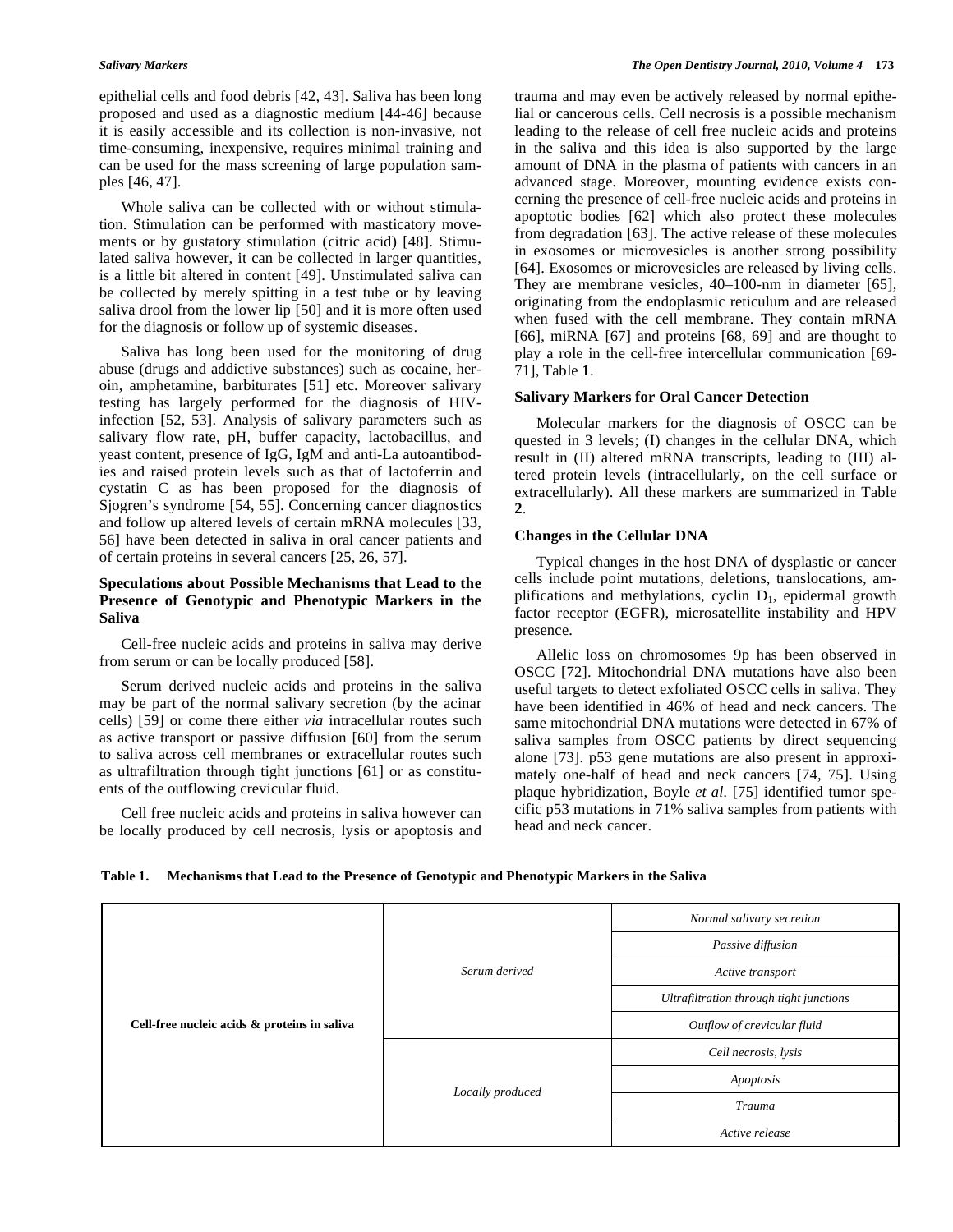epithelial cells and food debris [42, 43]. Saliva has been long proposed and used as a diagnostic medium [44-46] because it is easily accessible and its collection is non-invasive, not time-consuming, inexpensive, requires minimal training and can be used for the mass screening of large population samples [46, 47].

Whole saliva can be collected with or without stimulation. Stimulation can be performed with masticatory movements or by gustatory stimulation (citric acid) [48]. Stimulated saliva however, it can be collected in larger quantities, is a little bit altered in content [49]. Unstimulated saliva can be collected by merely spitting in a test tube or by leaving saliva drool from the lower lip [50] and it is more often used for the diagnosis or follow up of systemic diseases.

Saliva has long been used for the monitoring of drug abuse (drugs and addictive substances) such as cocaine, heroin, amphetamine, barbiturates [51] etc. Moreover salivary testing has largely performed for the diagnosis of HIV-infection [52, 53]. Analysis of salivary parameters such as salivary flow rate, pH, buffer capacity, lactobacillus, and yeast content, presence of IgG, IgM and anti-La autoantibodies and raised protein levels such as that of lactoferrin and cystatin C as has been proposed for the diagnosis of Sjogren's syndrome [54, 55]. Concerning cancer diagnostics and follow up altered levels of certain mRNA molecules [33, 56] have been detected in saliva in oral cancer patients and of certain proteins in several cancers [25, 26, 57].

### Speculations about Possible Mechanisms that Lead to the Presence of Genotypic and Phenotypic Markers in the Saliva

Cell-free nucleic acids and proteins in saliva may derive from serum or can be locally produced [58].

Serum derived nucleic acids and proteins in the saliva may be part of the normal salivary secretion (by the acinar cells) [59] or come there either *via* intracellular routes such as active transport or passive diffusion [60] from the serum to saliva across cell membranes or extracellular routes such as ultrafiltration through tight junctions [61] or as constituents of the outflowing crevicular fluid.

Cell free nucleic acids and proteins in saliva however can be locally produced by cell necrosis, lysis or apoptosis and trauma and may even be actively released by normal epithelial or cancerous cells. Cell necrosis is a possible mechanism leading to the release of cell free nucleic acids and proteins in the saliva and this idea is also supported by the large amount of DNA in the plasma of patients with cancers in an advanced stage. Moreover, mounting evidence exists concerning the presence of cell-free nucleic acids and proteins in apoptotic bodies [62] which also protect these molecules from degradation [63]. The active release of these molecules in exosomes or microvesicles is another strong possibility [64]. Exosomes or microvesicles are released by living cells. They are membrane vesicles, 40–100-nm in diameter [65], originating from the endoplasmic reticulum and are released when fused with the cell membrane. They contain mRNA [66], miRNA [67] and proteins [68, 69] and are thought to play a role in the cell-free intercellular communication [69-71], Table **1**.

### Salivary Markers for Oral Cancer Detection

Molecular markers for the diagnosis of OSCC can be quested in 3 levels; (I) changes in the cellular DNA, which result in (II) altered mRNA transcripts, leading to (III) altered protein levels (intracellularly, on the cell surface or extracellularly). All these markers are summarized in Table **2**.

### Changes in the Cellular DNA

Typical changes in the host DNA of dysplastic or cancer cells include point mutations, deletions, translocations, amplifications and methylations, cyclin $D_1$, epidermal growth factor receptor (EGFR), microsatellite instability and HPV presence.

Allelic loss on chromosomes 9p has been observed in OSCC [72]. Mitochondrial DNA mutations have also been useful targets to detect exfoliated OSCC cells in saliva. They have been identified in 46% of head and neck cancers. The same mitochondrial DNA mutations were detected in 67% of saliva samples from OSCC patients by direct sequencing alone [73]. p53 gene mutations are also present in approximately one-half of head and neck cancers [74, 75]. Using plaque hybridization, Boyle *et al*. [75] identified tumor specific p53 mutations in 71% saliva samples from patients with head and neck cancer.

**Table 1. Mechanisms that Lead to the Presence of Genotypic and Phenotypic Markers in the Saliva**

| | | |
|---|---|---|
| **Cell-free nucleic acids & proteins in saliva** | *Serum derived* | *Normal salivary secretion* |
| | | *Passive diffusion* |
| | | *Active transport* |
| | | *Ultrafiltration through tight junctions* |
| | | *Outflow of crevicular fluid* |
| | *Locally produced* | *Cell necrosis, lysis* |
| | | *Apoptosis* |
| | | *Trauma* |
| | | *Active release* |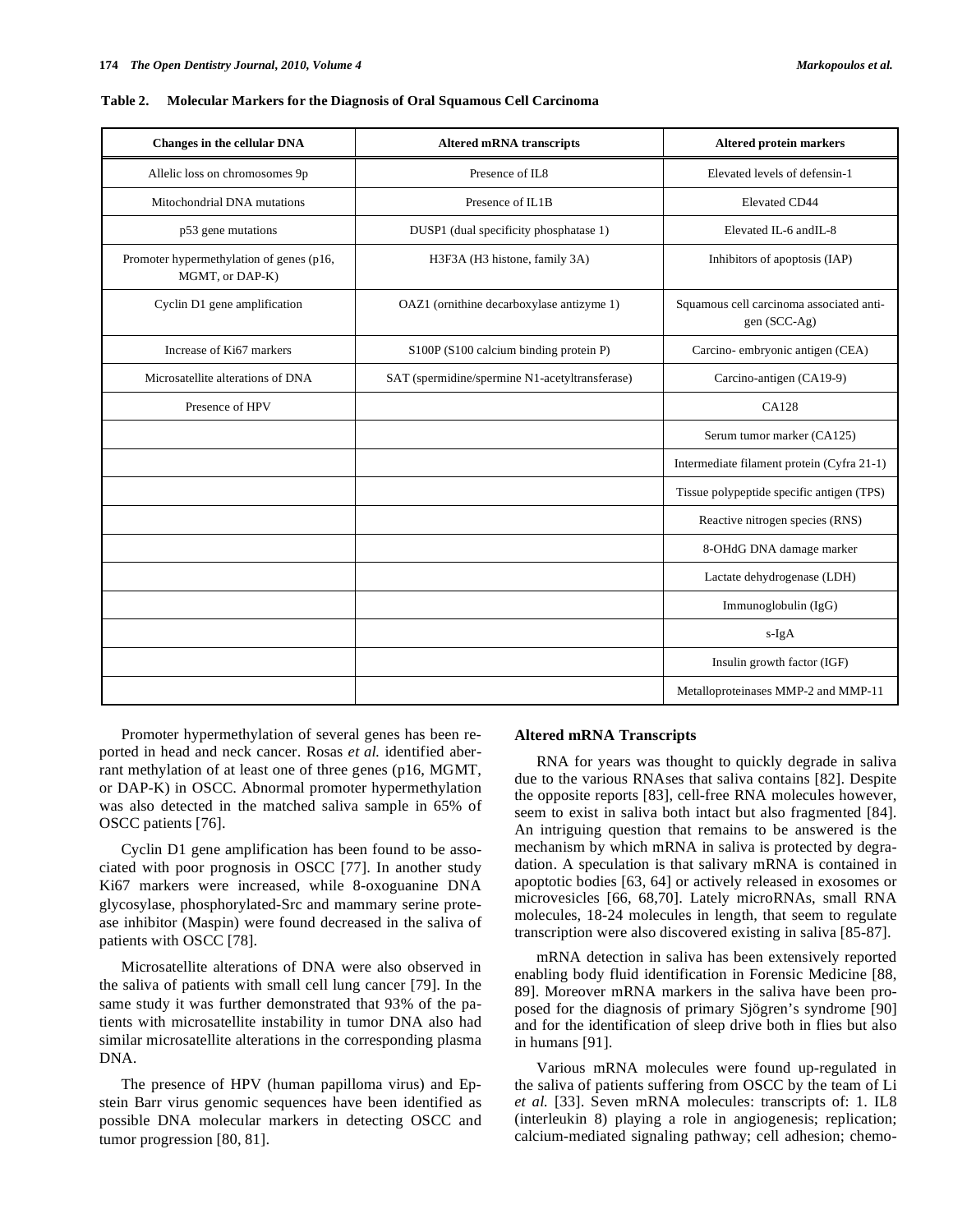**Table 2. Molecular Markers for the Diagnosis of Oral Squamous Cell Carcinoma**

| Changes in the cellular DNA | Altered mRNA transcripts | Altered protein markers |
|---|---|---|
| Allelic loss on chromosomes 9p | Presence of IL8 | Elevated levels of defensin-1 |
| Mitochondrial DNA mutations | Presence of IL1B | Elevated CD44 |
| p53 gene mutations | DUSP1 (dual specificity phosphatase 1) | Elevated IL-6 andIL-8 |
| Promoter hypermethylation of genes (p16, MGMT, or DAP-K) | H3F3A (H3 histone, family 3A) | Inhibitors of apoptosis (IAP) |
| Cyclin D1 gene amplification | OAZ1 (ornithine decarboxylase antizyme 1) | Squamous cell carcinoma associated antigen (SCC-Ag) |
| Increase of Ki67 markers | S100P (S100 calcium binding protein P) | Carcino- embryonic antigen (CEA) |
| Microsatellite alterations of DNA | SAT (spermidine/spermine N1-acetyltransferase) | Carcino-antigen (CA19-9) |
| Presence of HPV | | CA128 |
| | | Serum tumor marker (CA125) |
| | | Intermediate filament protein (Cyfra 21-1) |
| | | Tissue polypeptide specific antigen (TPS) |
| | | Reactive nitrogen species (RNS) |
| | | 8-OHdG DNA damage marker |
| | | Lactate dehydrogenase (LDH) |
| | | Immunoglobulin (IgG) |
| | | s-IgA |
| | | Insulin growth factor (IGF) |
| | | Metalloproteinases MMP-2 and MMP-11 |

Promoter hypermethylation of several genes has been reported in head and neck cancer. Rosas *et al.* identified aberrant methylation of at least one of three genes (p16, MGMT, or DAP-K) in OSCC. Abnormal promoter hypermethylation was also detected in the matched saliva sample in 65% of OSCC patients [76].

Cyclin D1 gene amplification has been found to be associated with poor prognosis in OSCC [77]. In another study Ki67 markers were increased, while 8-oxoguanine DNA glycosylase, phosphorylated-Src and mammary serine protease inhibitor (Maspin) were found decreased in the saliva of patients with OSCC [78].

Microsatellite alterations of DNA were also observed in the saliva of patients with small cell lung cancer [79]. In the same study it was further demonstrated that 93% of the patients with microsatellite instability in tumor DNA also had similar microsatellite alterations in the corresponding plasma DNA.

The presence of HPV (human papilloma virus) and Epstein Barr virus genomic sequences have been identified as possible DNA molecular markers in detecting OSCC and tumor progression [80, 81].

### Altered mRNA Transcripts

RNA for years was thought to quickly degrade in saliva due to the various RNAses that saliva contains [82]. Despite the opposite reports [83], cell-free RNA molecules however, seem to exist in saliva both intact but also fragmented [84]. An intriguing question that remains to be answered is the mechanism by which mRNA in saliva is protected by degradation. A speculation is that salivary mRNA is contained in apoptotic bodies [63, 64] or actively released in exosomes or microvesicles [66, 68,70]. Lately microRNAs, small RNA molecules, 18-24 molecules in length, that seem to regulate transcription were also discovered existing in saliva [85-87].

mRNA detection in saliva has been extensively reported enabling body fluid identification in Forensic Medicine [88, 89]. Moreover mRNA markers in the saliva have been proposed for the diagnosis of primary Sjögren's syndrome [90] and for the identification of sleep drive both in flies but also in humans [91].

Various mRNA molecules were found up-regulated in the saliva of patients suffering from OSCC by the team of Li *et al.* [33]. Seven mRNA molecules: transcripts of: 1. IL8 (interleukin 8) playing a role in angiogenesis; replication; calcium-mediated signaling pathway; cell adhesion; chemo-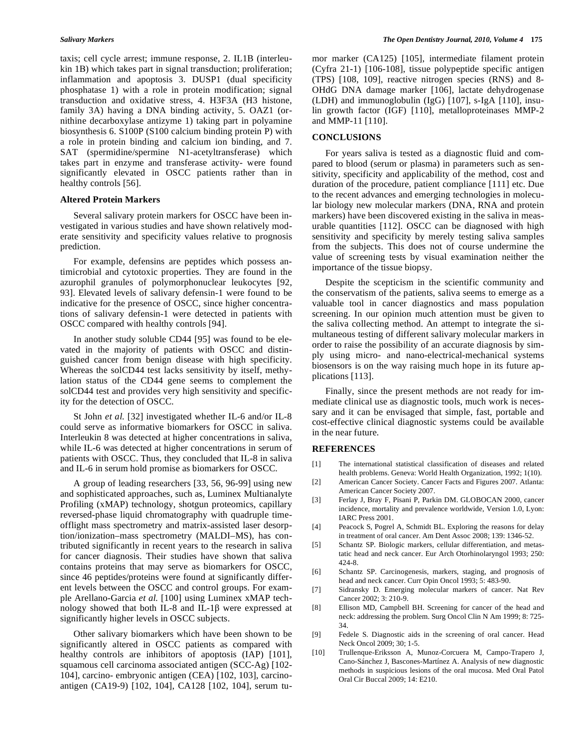taxis; cell cycle arrest; immune response, 2. IL1B (interleukin 1B) which takes part in signal transduction; proliferation; inflammation and apoptosis 3. DUSP1 (dual specificity phosphatase 1) with a role in protein modification; signal transduction and oxidative stress, 4. H3F3A (H3 histone, family 3A) having a DNA binding activity, 5. OAZ1 (ornithine decarboxylase antizyme 1) taking part in polyamine biosynthesis 6. S100P (S100 calcium binding protein P) with a role in protein binding and calcium ion binding, and 7. SAT (spermidine/spermine N1-acetyltransferase) which takes part in enzyme and transferase activity- were found significantly elevated in OSCC patients rather than in healthy controls [56].

### Altered Protein Markers

Several salivary protein markers for OSCC have been investigated in various studies and have shown relatively moderate sensitivity and specificity values relative to prognosis prediction.

For example, defensins are peptides which possess antimicrobial and cytotoxic properties. They are found in the azurophil granules of polymorphonuclear leukocytes [92, 93]. Elevated levels of salivary defensin-1 were found to be indicative for the presence of OSCC, since higher concentrations of salivary defensin-1 were detected in patients with OSCC compared with healthy controls [94].

In another study soluble CD44 [95] was found to be elevated in the majority of patients with OSCC and distinguished cancer from benign disease with high specificity. Whereas the solCD44 test lacks sensitivity by itself, methylation status of the CD44 gene seems to complement the solCD44 test and provides very high sensitivity and specificity for the detection of OSCC.

St John *et al.* [32] investigated whether IL-6 and/or IL-8 could serve as informative biomarkers for OSCC in saliva. Interleukin 8 was detected at higher concentrations in saliva, while IL-6 was detected at higher concentrations in serum of patients with OSCC. Thus, they concluded that IL-8 in saliva and IL-6 in serum hold promise as biomarkers for OSCC.

A group of leading researchers [33, 56, 96-99] using new and sophisticated approaches, such as, Luminex Multianalyte Profiling (xMAP) technology, shotgun proteomics, capillary reversed-phase liquid chromatography with quadruple time-offlight mass spectrometry and matrix-assisted laser desorption/ionization–mass spectrometry (MALDI–MS), has contributed significantly in recent years to the research in saliva for cancer diagnosis. Their studies have shown that saliva contains proteins that may serve as biomarkers for OSCC, since 46 peptides/proteins were found at significantly different levels between the OSCC and control groups. For example Arellano-Garcia *et al.* [100] using Luminex xMAP technology showed that both IL-8 and IL-1β were expressed at significantly higher levels in OSCC subjects.

Other salivary biomarkers which have been shown to be significantly altered in OSCC patients as compared with healthy controls are inhibitors of apoptosis (IAP) [101], squamous cell carcinoma associated antigen (SCC-Ag) [102-104], carcino- embryonic antigen (CEA) [102, 103], carcinoantigen (CA19-9) [102, 104], CA128 [102, 104], serum tumor marker (CA125) [105], intermediate filament protein (Cyfra 21-1) [106-108], tissue polypeptide specific antigen (TPS) [108, 109], reactive nitrogen species (RNS) and 8-OHdG DNA damage marker [106], lactate dehydrogenase (LDH) and immunoglobulin (IgG) [107], s-IgA [110], insulin growth factor (IGF) [110], metalloproteinases MMP-2 and MMP-11 [110].

## CONCLUSIONS

For years saliva is tested as a diagnostic fluid and compared to blood (serum or plasma) in parameters such as sensitivity, specificity and applicability of the method, cost and duration of the procedure, patient compliance [111] etc. Due to the recent advances and emerging technologies in molecular biology new molecular markers (DNA, RNA and protein markers) have been discovered existing in the saliva in measurable quantities [112]. OSCC can be diagnosed with high sensitivity and specificity by merely testing saliva samples from the subjects. This does not of course undermine the value of screening tests by visual examination neither the importance of the tissue biopsy.

Despite the scepticism in the scientific community and the conservatism of the patients, saliva seems to emerge as a valuable tool in cancer diagnostics and mass population screening. In our opinion much attention must be given to the saliva collecting method. An attempt to integrate the simultaneous testing of different salivary molecular markers in order to raise the possibility of an accurate diagnosis by simply using micro- and nano-electrical-mechanical systems biosensors is on the way raising much hope in its future applications [113].

Finally, since the present methods are not ready for immediate clinical use as diagnostic tools, much work is necessary and it can be envisaged that simple, fast, portable and cost-effective clinical diagnostic systems could be available in the near future.

## REFERENCES

[1] The international statistical classification of diseases and related health problems. Geneva: World Health Organization, 1992; 1(10).

[2] American Cancer Society. Cancer Facts and Figures 2007. Atlanta: American Cancer Society 2007.

[3] Ferlay J, Bray F, Pisani P, Parkin DM. GLOBOCAN 2000, cancer incidence, mortality and prevalence worldwide, Version 1.0, Lyon: IARC Press 2001.

[4] Peacock S, Pogrel A, Schmidt BL. Exploring the reasons for delay in treatment of oral cancer. Am Dent Assoc 2008; 139: 1346-52.

[5] Schantz SP. Biologic markers, cellular differentiation, and metastatic head and neck cancer. Eur Arch Otorhinolaryngol 1993; 250: 424-8.

[6] Schantz SP. Carcinogenesis, markers, staging, and prognosis of head and neck cancer. Curr Opin Oncol 1993; 5: 483-90.

[7] Sidransky D. Emerging molecular markers of cancer. Nat Rev Cancer 2002; 3: 210-9.

[8] Ellison MD, Campbell BH. Screening for cancer of the head and neck: addressing the problem. Surg Oncol Clin N Am 1999; 8: 725-34.

[9] Fedele S. Diagnostic aids in the screening of oral cancer. Head Neck Oncol 2009; 30; 1-5.

[10] Trullenque-Eriksson A, Munoz-Corcuera M, Campo-Trapero J, Cano-Sánchez J, Bascones-Martínez A. Analysis of new diagnostic methods in suspicious lesions of the oral mucosa. Med Oral Patol Oral Cir Buccal 2009; 14: E210.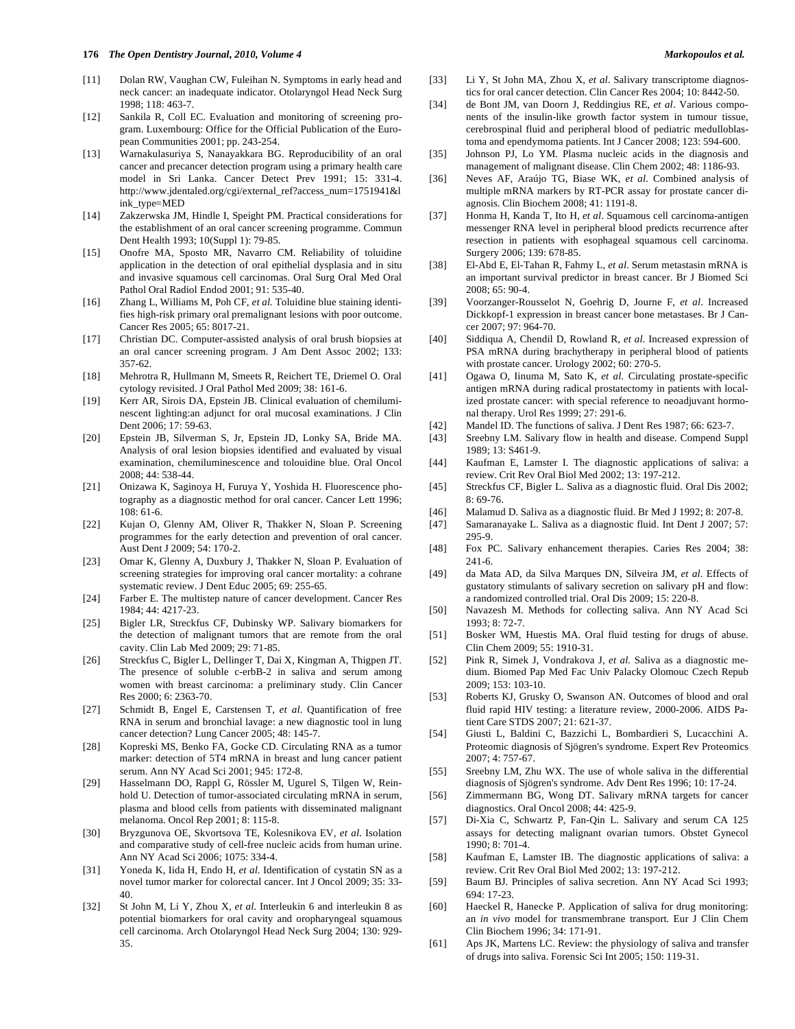[11] Dolan RW, Vaughan CW, Fuleihan N. Symptoms in early head and neck cancer: an inadequate indicator. Otolaryngol Head Neck Surg 1998; 118: 463-7.

[12] Sankila R, Coll EC. Evaluation and monitoring of screening program. Luxembourg: Office for the Official Publication of the European Communities 2001; pp. 243-254.

[13] Warnakulasuriya S, Nanayakkara BG. Reproducibility of an oral cancer and precancer detection program using a primary health care model in Sri Lanka. Cancer Detect Prev 1991; 15: 331-4. http://www.jdentaled.org/cgi/external_ref?access_num=1751941&link_type=MED

[14] Zakzerwska JM, Hindle I, Speight PM. Practical considerations for the establishment of an oral cancer screening programme. Commun Dent Health 1993; 10(Suppl 1): 79-85.

[15] Onofre MA, Sposto MR, Navarro CM. Reliability of toluidine application in the detection of oral epithelial dysplasia and in situ and invasive squamous cell carcinomas. Oral Surg Oral Med Oral Pathol Oral Radiol Endod 2001; 91: 535-40.

[16] Zhang L, Williams M, Poh CF, *et al.* Toluidine blue staining identifies high-risk primary oral premalignant lesions with poor outcome. Cancer Res 2005; 65: 8017-21.

[17] Christian DC. Computer-assisted analysis of oral brush biopsies at an oral cancer screening program. J Am Dent Assoc 2002; 133: 357-62.

[18] Mehrotra R, Hullmann M, Smeets R, Reichert TE, Driemel O. Oral cytology revisited. J Oral Pathol Med 2009; 38: 161-6.

[19] Kerr AR, Sirois DA, Epstein JB. Clinical evaluation of chemiluminescent lighting:an adjunct for oral mucosal examinations. J Clin Dent 2006; 17: 59-63.

[20] Epstein JB, Silverman S, Jr, Epstein JD, Lonky SA, Bride MA. Analysis of oral lesion biopsies identified and evaluated by visual examination, chemiluminescence and tolouidine blue. Oral Oncol 2008; 44: 538-44.

[21] Onizawa K, Saginoya H, Furuya Y, Yoshida H. Fluorescence photography as a diagnostic method for oral cancer. Cancer Lett 1996; 108: 61-6.

[22] Kujan O, Glenny AM, Oliver R, Thakker N, Sloan P. Screening programmes for the early detection and prevention of oral cancer. Aust Dent J 2009; 54: 170-2.

[23] Omar K, Glenny A, Duxbury J, Thakker N, Sloan P. Evaluation of screening strategies for improving oral cancer mortality: a cohrane systematic review. J Dent Educ 2005; 69: 255-65.

[24] Farber E. The multistep nature of cancer development. Cancer Res 1984; 44: 4217-23.

[25] Bigler LR, Streckfus CF, Dubinsky WP. Salivary biomarkers for the detection of malignant tumors that are remote from the oral cavity. Clin Lab Med 2009; 29: 71-85.

[26] Streckfus C, Bigler L, Dellinger T, Dai X, Kingman A, Thigpen JT. The presence of soluble c-erbB-2 in saliva and serum among women with breast carcinoma: a preliminary study. Clin Cancer Res 2000; 6: 2363-70.

[27] Schmidt B, Engel E, Carstensen T, *et al.* Quantification of free RNA in serum and bronchial lavage: a new diagnostic tool in lung cancer detection? Lung Cancer 2005; 48: 145-7.

[28] Kopreski MS, Benko FA, Gocke CD. Circulating RNA as a tumor marker: detection of 5T4 mRNA in breast and lung cancer patient serum. Ann NY Acad Sci 2001; 945: 172-8.

[29] Hasselmann DO, Rappl G, Rössler M, Ugurel S, Tilgen W, Reinhold U. Detection of tumor-associated circulating mRNA in serum, plasma and blood cells from patients with disseminated malignant melanoma. Oncol Rep 2001; 8: 115-8.

[30] Bryzgunova OE, Skvortsova TE, Kolesnikova EV, *et al.* Isolation and comparative study of cell-free nucleic acids from human urine. Ann NY Acad Sci 2006; 1075: 334-4.

[31] Yoneda K, Iida H, Endo H, *et al.* Identification of cystatin SN as a novel tumor marker for colorectal cancer. Int J Oncol 2009; 35: 33-40.

[32] St John M, Li Y, Zhou X, *et al.* Interleukin 6 and interleukin 8 as potential biomarkers for oral cavity and oropharyngeal squamous cell carcinoma. Arch Otolaryngol Head Neck Surg 2004; 130: 929-35.

[33] Li Y, St John MA, Zhou X, *et al*. Salivary transcriptome diagnostics for oral cancer detection. Clin Cancer Res 2004; 10: 8442-50.

[34] de Bont JM, van Doorn J, Reddingius RE, *et al*. Various components of the insulin-like growth factor system in tumour tissue, cerebrospinal fluid and peripheral blood of pediatric medulloblastoma and ependymoma patients. Int J Cancer 2008; 123: 594-600.

[35] Johnson PJ, Lo YM. Plasma nucleic acids in the diagnosis and management of malignant disease. Clin Chem 2002; 48: 1186-93.

[36] Neves AF, Araújo TG, Biase WK, *et al*. Combined analysis of multiple mRNA markers by RT-PCR assay for prostate cancer diagnosis. Clin Biochem 2008; 41: 1191-8.

[37] Honma H, Kanda T, Ito H, *et al*. Squamous cell carcinoma-antigen messenger RNA level in peripheral blood predicts recurrence after resection in patients with esophageal squamous cell carcinoma. Surgery 2006; 139: 678-85.

[38] El-Abd E, El-Tahan R, Fahmy L, *et al.* Serum metastasin mRNA is an important survival predictor in breast cancer. Br J Biomed Sci 2008; 65: 90-4.

[39] Voorzanger-Rousselot N, Goehrig D, Journe F, *et al*. Increased Dickkopf-1 expression in breast cancer bone metastases. Br J Cancer 2007; 97: 964-70.

[40] Siddiqua A, Chendil D, Rowland R, *et al.* Increased expression of PSA mRNA during brachytherapy in peripheral blood of patients with prostate cancer. Urology 2002; 60: 270-5.

[41] Ogawa O, Iinuma M, Sato K, *et al.* Circulating prostate-specific antigen mRNA during radical prostatectomy in patients with localized prostate cancer: with special reference to neoadjuvant hormonal therapy. Urol Res 1999; 27: 291-6.

[42] Mandel ID. The functions of saliva. J Dent Res 1987; 66: 623-7.

[43] Sreebny LM. Salivary flow in health and disease. Compend Suppl 1989; 13: S461-9.

[44] Kaufman E, Lamster I. The diagnostic applications of saliva: a review. Crit Rev Oral Biol Med 2002; 13: 197-212.

[45] Streckfus CF, Bigler L. Saliva as a diagnostic fluid. Oral Dis 2002; 8: 69-76.

[46] Malamud D. Saliva as a diagnostic fluid. Br Med J 1992; 8: 207-8.

[47] Samaranayake L. Saliva as a diagnostic fluid. Int Dent J 2007; 57: 295-9.

[48] Fox PC. Salivary enhancement therapies. Caries Res 2004; 38: 241-6.

[49] da Mata AD, da Silva Marques DN, Silveira JM, *et al*. Effects of gustatory stimulants of salivary secretion on salivary pH and flow: a randomized controlled trial. Oral Dis 2009; 15: 220-8.

[50] Navazesh M. Methods for collecting saliva. Ann NY Acad Sci 1993; 8: 72-7.

[51] Bosker WM, Huestis MA. Oral fluid testing for drugs of abuse. Clin Chem 2009; 55: 1910-31.

[52] Pink R, Simek J, Vondrakova J, *et al.* Saliva as a diagnostic medium. Biomed Pap Med Fac Univ Palacky Olomouc Czech Repub 2009; 153: 103-10.

[53] Roberts KJ, Grusky O, Swanson AN. Outcomes of blood and oral fluid rapid HIV testing: a literature review, 2000-2006. AIDS Patient Care STDS 2007; 21: 621-37.

[54] Giusti L, Baldini C, Bazzichi L, Bombardieri S, Lucacchini A. Proteomic diagnosis of Sjögren's syndrome. Expert Rev Proteomics 2007; 4: 757-67.

[55] Sreebny LM, Zhu WX. The use of whole saliva in the differential diagnosis of Sjögren's syndrome. Adv Dent Res 1996; 10: 17-24.

[56] Zimmermann BG, Wong DT. Salivary mRNA targets for cancer diagnostics. Oral Oncol 2008; 44: 425-9.

[57] Di-Xia C, Schwartz P, Fan-Qin L. Salivary and serum CA 125 assays for detecting malignant ovarian tumors. Obstet Gynecol 1990; 8: 701-4.

[58] Kaufman E, Lamster IB. The diagnostic applications of saliva: a review. Crit Rev Oral Biol Med 2002; 13: 197-212.

[59] Baum BJ. Principles of saliva secretion. Ann NY Acad Sci 1993; 694: 17-23.

[60] Haeckel R, Hanecke P. Application of saliva for drug monitoring: an *in vivo* model for transmembrane transport. Eur J Clin Chem Clin Biochem 1996; 34: 171-91.

[61] Aps JK, Martens LC. Review: the physiology of saliva and transfer of drugs into saliva. Forensic Sci Int 2005; 150: 119-31.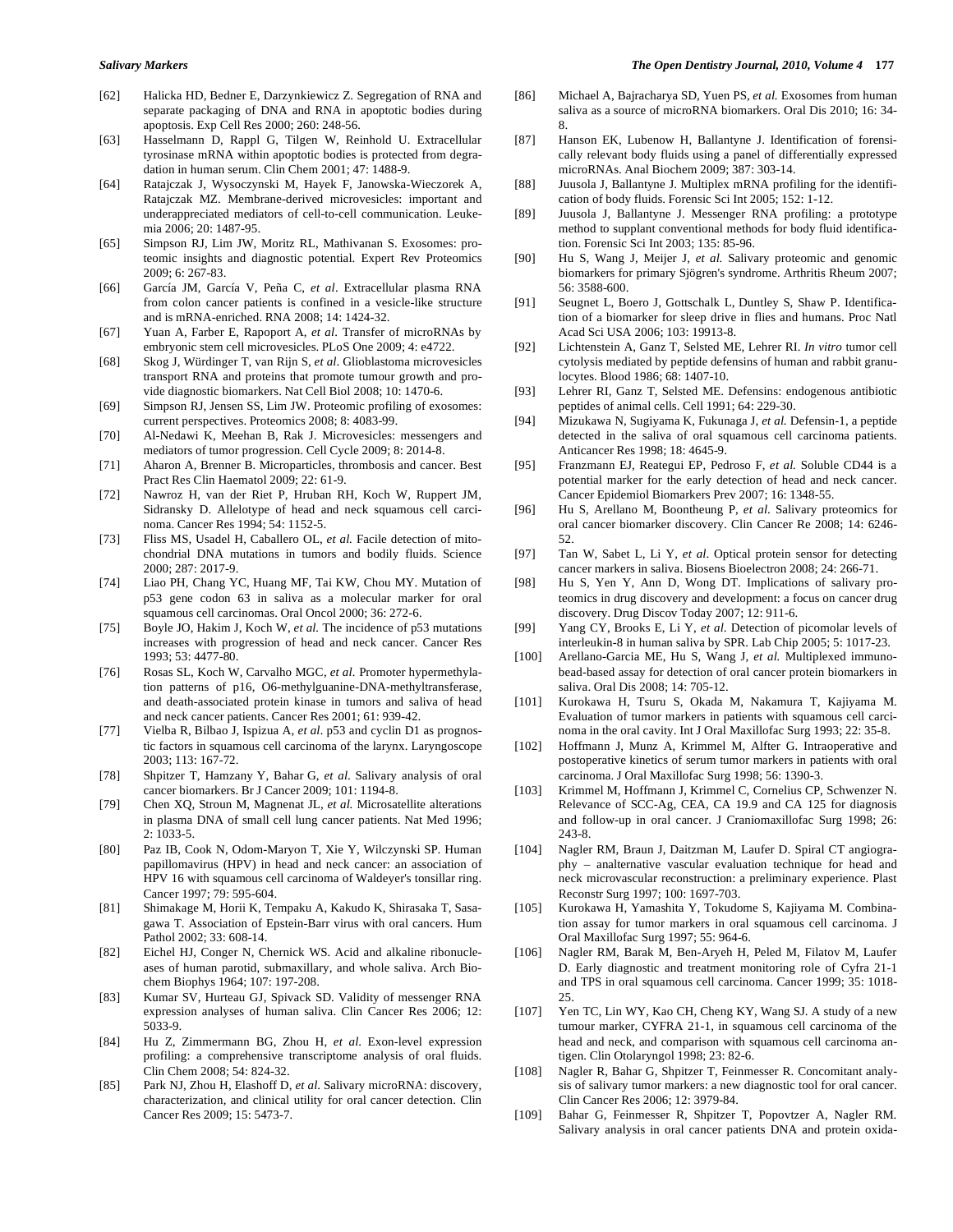[62] Halicka HD, Bedner E, Darzynkiewicz Z. Segregation of RNA and separate packaging of DNA and RNA in apoptotic bodies during apoptosis. Exp Cell Res 2000; 260: 248-56.

[63] Hasselmann D, Rappl G, Tilgen W, Reinhold U. Extracellular tyrosinase mRNA within apoptotic bodies is protected from degradation in human serum. Clin Chem 2001; 47: 1488-9.

[64] Ratajczak J, Wysoczynski M, Hayek F, Janowska-Wieczorek A, Ratajczak MZ. Membrane-derived microvesicles: important and underappreciated mediators of cell-to-cell communication. Leukemia 2006; 20: 1487-95.

[65] Simpson RJ, Lim JW, Moritz RL, Mathivanan S. Exosomes: proteomic insights and diagnostic potential. Expert Rev Proteomics 2009; 6: 267-83.

[66] García JM, García V, Peña C, *et al*. Extracellular plasma RNA from colon cancer patients is confined in a vesicle-like structure and is mRNA-enriched. RNA 2008; 14: 1424-32.

[67] Yuan A, Farber E, Rapoport A, *et al*. Transfer of microRNAs by embryonic stem cell microvesicles. PLoS One 2009; 4: e4722.

[68] Skog J, Würdinger T, van Rijn S, *et al*. Glioblastoma microvesicles transport RNA and proteins that promote tumour growth and provide diagnostic biomarkers. Nat Cell Biol 2008; 10: 1470-6.

[69] Simpson RJ, Jensen SS, Lim JW. Proteomic profiling of exosomes: current perspectives. Proteomics 2008; 8: 4083-99.

[70] Al-Nedawi K, Meehan B, Rak J. Microvesicles: messengers and mediators of tumor progression. Cell Cycle 2009; 8: 2014-8.

[71] Aharon A, Brenner B. Microparticles, thrombosis and cancer. Best Pract Res Clin Haematol 2009; 22: 61-9.

[72] Nawroz H, van der Riet P, Hruban RH, Koch W, Ruppert JM, Sidransky D. Allelotype of head and neck squamous cell carcinoma. Cancer Res 1994; 54: 1152-5.

[73] Fliss MS, Usadel H, Caballero OL, *et al.* Facile detection of mitochondrial DNA mutations in tumors and bodily fluids. Science 2000; 287: 2017-9.

[74] Liao PH, Chang YC, Huang MF, Tai KW, Chou MY. Mutation of p53 gene codon 63 in saliva as a molecular marker for oral squamous cell carcinomas. Oral Oncol 2000; 36: 272-6.

[75] Boyle JO, Hakim J, Koch W, *et al.* The incidence of p53 mutations increases with progression of head and neck cancer. Cancer Res 1993; 53: 4477-80.

[76] Rosas SL, Koch W, Carvalho MGC, *et al*. Promoter hypermethylation patterns of p16, O6-methylguanine-DNA-methyltransferase, and death-associated protein kinase in tumors and saliva of head and neck cancer patients. Cancer Res 2001; 61: 939-42.

[77] Vielba R, Bilbao J, Ispizua A, *et al*. p53 and cyclin D1 as prognostic factors in squamous cell carcinoma of the larynx. Laryngoscope 2003; 113: 167-72.

[78] Shpitzer T, Hamzany Y, Bahar G, *et al.* Salivary analysis of oral cancer biomarkers. Br J Cancer 2009; 101: 1194-8.

[79] Chen XQ, Stroun M, Magnenat JL, *et al.* Microsatellite alterations in plasma DNA of small cell lung cancer patients. Nat Med 1996; 2: 1033-5.

[80] Paz IB, Cook N, Odom-Maryon T, Xie Y, Wilczynski SP. Human papillomavirus (HPV) in head and neck cancer: an association of HPV 16 with squamous cell carcinoma of Waldeyer's tonsillar ring. Cancer 1997; 79: 595-604.

[81] Shimakage M, Horii K, Tempaku A, Kakudo K, Shirasaka T, Sasagawa T. Association of Epstein-Barr virus with oral cancers. Hum Pathol 2002; 33: 608-14.

[82] Eichel HJ, Conger N, Chernick WS. Acid and alkaline ribonucleases of human parotid, submaxillary, and whole saliva. Arch Biochem Biophys 1964; 107: 197-208.

[83] Kumar SV, Hurteau GJ, Spivack SD. Validity of messenger RNA expression analyses of human saliva. Clin Cancer Res 2006; 12: 5033-9.

[84] Hu Z, Zimmermann BG, Zhou H, *et al.* Exon-level expression profiling: a comprehensive transcriptome analysis of oral fluids. Clin Chem 2008; 54: 824-32.

[85] Park NJ, Zhou H, Elashoff D, *et al*. Salivary microRNA: discovery, characterization, and clinical utility for oral cancer detection. Clin Cancer Res 2009; 15: 5473-7.

[86] Michael A, Bajracharya SD, Yuen PS, *et al.* Exosomes from human saliva as a source of microRNA biomarkers. Oral Dis 2010; 16: 34-8.

[87] Hanson EK, Lubenow H, Ballantyne J. Identification of forensically relevant body fluids using a panel of differentially expressed microRNAs. Anal Biochem 2009; 387: 303-14.

[88] Juusola J, Ballantyne J. Multiplex mRNA profiling for the identification of body fluids. Forensic Sci Int 2005; 152: 1-12.

[89] Juusola J, Ballantyne J. Messenger RNA profiling: a prototype method to supplant conventional methods for body fluid identification. Forensic Sci Int 2003; 135: 85-96.

[90] Hu S, Wang J, Meijer J, *et al.* Salivary proteomic and genomic biomarkers for primary Sjögren's syndrome. Arthritis Rheum 2007; 56: 3588-600.

[91] Seugnet L, Boero J, Gottschalk L, Duntley S, Shaw P. Identification of a biomarker for sleep drive in flies and humans. Proc Natl Acad Sci USA 2006; 103: 19913-8.

[92] Lichtenstein A, Ganz T, Selsted ME, Lehrer RI. *In vitro* tumor cell cytolysis mediated by peptide defensins of human and rabbit granulocytes. Blood 1986; 68: 1407-10.

[93] Lehrer RI, Ganz T, Selsted ME. Defensins: endogenous antibiotic peptides of animal cells. Cell 1991; 64: 229-30.

[94] Mizukawa N, Sugiyama K, Fukunaga J, *et al.* Defensin-1, a peptide detected in the saliva of oral squamous cell carcinoma patients. Anticancer Res 1998; 18: 4645-9.

[95] Franzmann EJ, Reategui EP, Pedroso F, *et al.* Soluble CD44 is a potential marker for the early detection of head and neck cancer. Cancer Epidemiol Biomarkers Prev 2007; 16: 1348-55.

[96] Hu S, Arellano M, Boontheung P, *et al.* Salivary proteomics for oral cancer biomarker discovery. Clin Cancer Re 2008; 14: 6246-52.

[97] Tan W, Sabet L, Li Y, *et al*. Optical protein sensor for detecting cancer markers in saliva. Biosens Bioelectron 2008; 24: 266-71.

[98] Hu S, Yen Y, Ann D, Wong DT. Implications of salivary proteomics in drug discovery and development: a focus on cancer drug discovery. Drug Discov Today 2007; 12: 911-6.

[99] Yang CY, Brooks E, Li Y, *et al.* Detection of picomolar levels of interleukin-8 in human saliva by SPR. Lab Chip 2005; 5: 1017-23.

[100] Arellano-Garcia ME, Hu S, Wang J, *et al.* Multiplexed immunobead-based assay for detection of oral cancer protein biomarkers in saliva. Oral Dis 2008; 14: 705-12.

[101] Kurokawa H, Tsuru S, Okada M, Nakamura T, Kajiyama M. Evaluation of tumor markers in patients with squamous cell carcinoma in the oral cavity. Int J Oral Maxillofac Surg 1993; 22: 35-8.

[102] Hoffmann J, Munz A, Krimmel M, Alfter G. Intraoperative and postoperative kinetics of serum tumor markers in patients with oral carcinoma. J Oral Maxillofac Surg 1998; 56: 1390-3.

[103] Krimmel M, Hoffmann J, Krimmel C, Cornelius CP, Schwenzer N. Relevance of SCC-Ag, CEA, CA 19.9 and CA 125 for diagnosis and follow-up in oral cancer. J Craniomaxillofac Surg 1998; 26: 243-8.

[104] Nagler RM, Braun J, Daitzman M, Laufer D. Spiral CT angiography – analternative vascular evaluation technique for head and neck microvascular reconstruction: a preliminary experience. Plast Reconstr Surg 1997; 100: 1697-703.

[105] Kurokawa H, Yamashita Y, Tokudome S, Kajiyama M. Combination assay for tumor markers in oral squamous cell carcinoma. J Oral Maxillofac Surg 1997; 55: 964-6.

[106] Nagler RM, Barak M, Ben-Aryeh H, Peled M, Filatov M, Laufer D. Early diagnostic and treatment monitoring role of Cyfra 21-1 and TPS in oral squamous cell carcinoma. Cancer 1999; 35: 1018-25.

[107] Yen TC, Lin WY, Kao CH, Cheng KY, Wang SJ. A study of a new tumour marker, CYFRA 21-1, in squamous cell carcinoma of the head and neck, and comparison with squamous cell carcinoma antigen. Clin Otolaryngol 1998; 23: 82-6.

[108] Nagler R, Bahar G, Shpitzer T, Feinmesser R. Concomitant analysis of salivary tumor markers: a new diagnostic tool for oral cancer. Clin Cancer Res 2006; 12: 3979-84.

[109] Bahar G, Feinmesser R, Shpitzer T, Popovtzer A, Nagler RM. Salivary analysis in oral cancer patients DNA and protein oxida-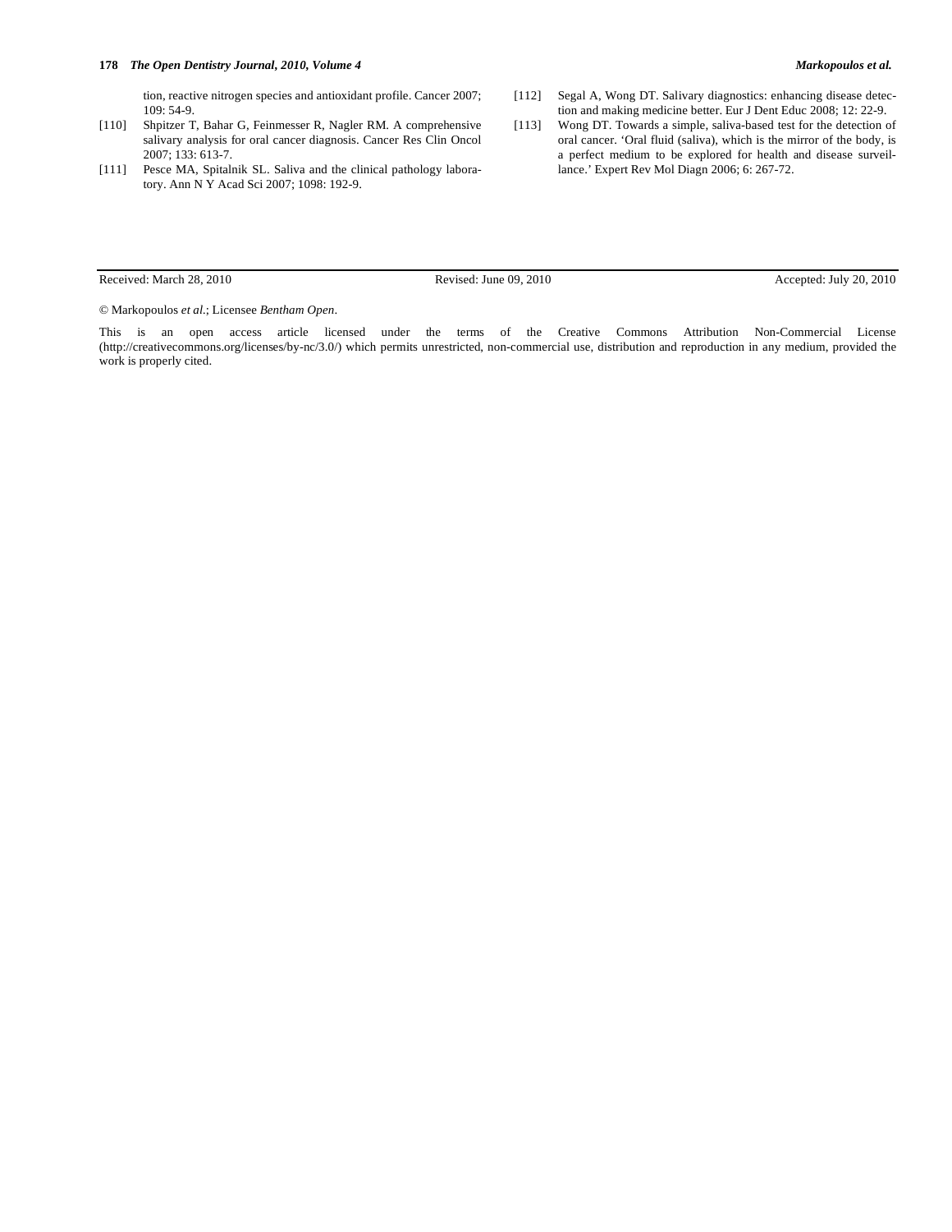tion, reactive nitrogen species and antioxidant profile. Cancer 2007; 109: 54-9.

[110] Shpitzer T, Bahar G, Feinmesser R, Nagler RM. A comprehensive salivary analysis for oral cancer diagnosis. Cancer Res Clin Oncol 2007; 133: 613-7.

[111] Pesce MA, Spitalnik SL. Saliva and the clinical pathology laboratory. Ann N Y Acad Sci 2007; 1098: 192-9.

[112] Segal A, Wong DT. Salivary diagnostics: enhancing disease detection and making medicine better. Eur J Dent Educ 2008; 12: 22-9.

[113] Wong DT. Towards a simple, saliva-based test for the detection of oral cancer. 'Oral fluid (saliva), which is the mirror of the body, is a perfect medium to be explored for health and disease surveillance.' Expert Rev Mol Diagn 2006; 6: 267-72.

Received: March 28, 2010 Revised: June 09, 2010 Accepted: July 20, 2010

© Markopoulos *et al*.; Licensee *Bentham Open*.

This is an open access article licensed under the terms of the Creative Commons Attribution Non-Commercial License (http://creativecommons.org/licenses/by-nc/3.0/) which permits unrestricted, non-commercial use, distribution and reproduction in any medium, provided the work is properly cited.